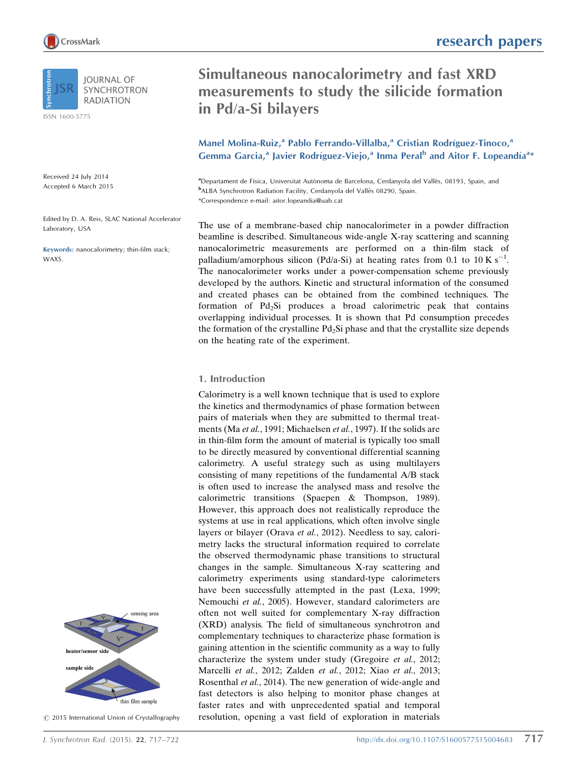# Simultaneous nanocalorimetry and fast XRD measurements to study the silicide formation in Pd/a-Si bilayers

**Manel Molina-Ruiz,[a] Pablo Ferrando-Villalba,[a] Cristian Rodríguez-Tinoco,[a] Gemma Garcia,[a] Javier Rodríguez-Viejo,[a] Inma Peral[b] and Aitor F. Lopeandía[a]***

[a]Departament de Física, Universitat Autònoma de Barcelona, Cerdanyola del Vallès, 08193, Spain, and [b]ALBA Synchrotron Radiation Facility, Cerdanyola del Vallès 08290, Spain.
*Correspondence e-mail: aitor.lopeandia@uab.cat

Received 24 July 2014
Accepted 6 March 2015

Edited by D. A. Reis, SLAC National Accelerator Laboratory, USA

**Keywords:** nanocalorimetry; thin-film stack; WAXS.

The use of a membrane-based chip nanocalorimeter in a powder diffraction beamline is described. Simultaneous wide-angle X-ray scattering and scanning nanocalorimetric measurements are performed on a thin-film stack of palladium/amorphous silicon (Pd/a-Si) at heating rates from 0.1 to 10 K s$^{-1}$. The nanocalorimeter works under a power-compensation scheme previously developed by the authors. Kinetic and structural information of the consumed and created phases can be obtained from the combined techniques. The formation of $Pd_2Si$ produces a broad calorimetric peak that contains overlapping individual processes. It is shown that Pd consumption precedes the formation of the crystalline $Pd_2Si$ phase and that the crystallite size depends on the heating rate of the experiment.

## 1. Introduction

Calorimetry is a well known technique that is used to explore the kinetics and thermodynamics of phase formation between pairs of materials when they are submitted to thermal treatments (Ma *et al.*, 1991; Michaelsen *et al.*, 1997). If the solids are in thin-film form the amount of material is typically too small to be directly measured by conventional differential scanning calorimetry. A useful strategy such as using multilayers consisting of many repetitions of the fundamental A/B stack is often used to increase the analysed mass and resolve the calorimetric transitions (Spaepen & Thompson, 1989). However, this approach does not realistically reproduce the systems at use in real applications, which often involve single layers or bilayer (Orava *et al.*, 2012). Needless to say, calorimetry lacks the structural information required to correlate the observed thermodynamic phase transitions to structural changes in the sample. Simultaneous X-ray scattering and calorimetry experiments using standard-type calorimeters have been successfully attempted in the past (Lexa, 1999; Nemouchi *et al.*, 2005). However, standard calorimeters are often not well suited for complementary X-ray diffraction (XRD) analysis. The field of simultaneous synchrotron and complementary techniques to characterize phase formation is gaining attention in the scientific community as a way to fully characterize the system under study (Gregoire *et al.*, 2012; Marcelli *et al.*, 2012; Zalden *et al.*, 2012; Xiao *et al.*, 2013; Rosenthal *et al.*, 2014). The new generation of wide-angle and fast detectors is also helping to monitor phase changes at faster rates and with unprecedented spatial and temporal resolution, opening a vast field of exploration in materials

© 2015 International Union of Crystallography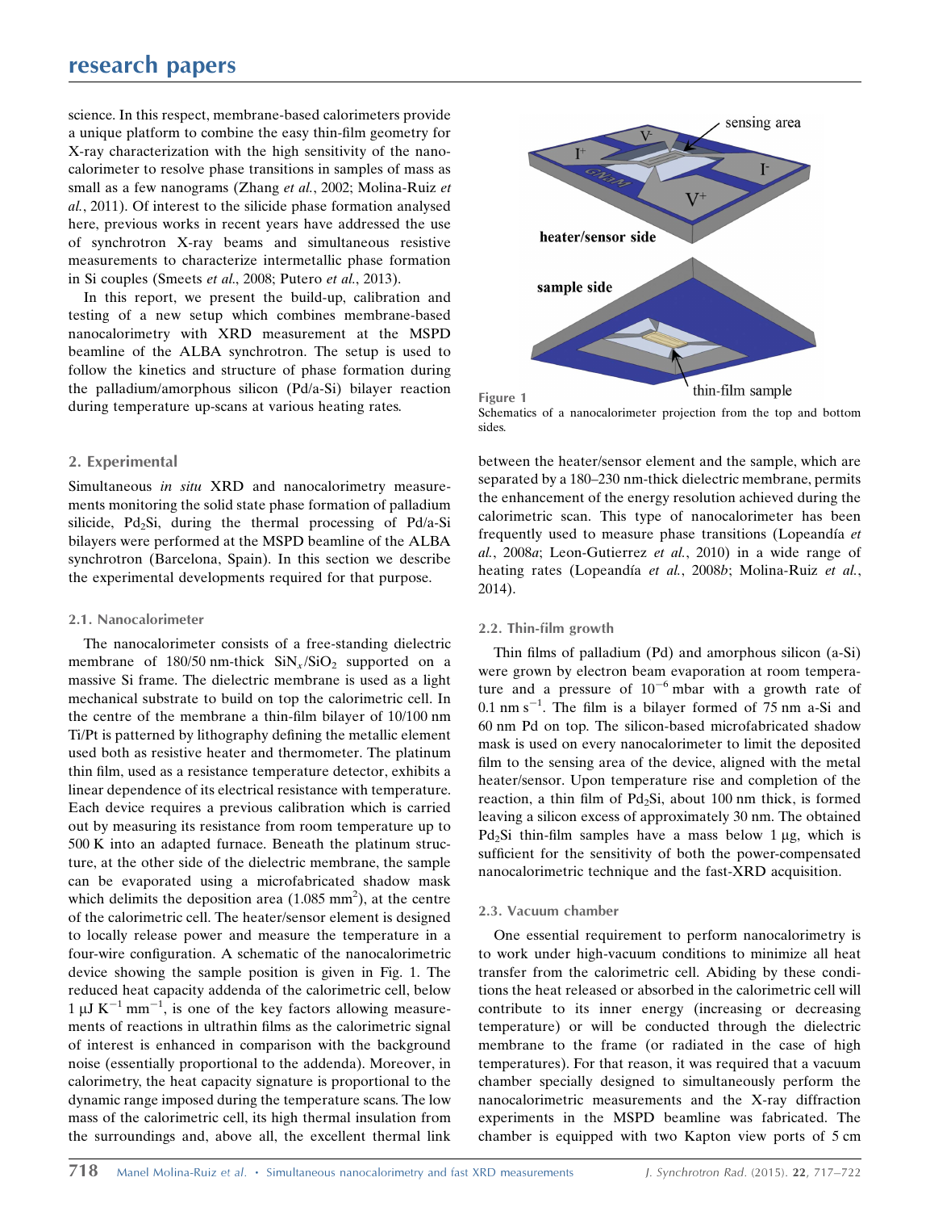science. In this respect, membrane-based calorimeters provide a unique platform to combine the easy thin-film geometry for X-ray characterization with the high sensitivity of the nanocalorimeter to resolve phase transitions in samples of mass as small as a few nanograms (Zhang *et al.*, 2002; Molina-Ruiz *et al.*, 2011). Of interest to the silicide phase formation analysed here, previous works in recent years have addressed the use of synchrotron X-ray beams and simultaneous resistive measurements to characterize intermetallic phase formation in Si couples (Smeets *et al.*, 2008; Putero *et al.*, 2013).

In this report, we present the build-up, calibration and testing of a new setup which combines membrane-based nanocalorimetry with XRD measurement at the MSPD beamline of the ALBA synchrotron. The setup is used to follow the kinetics and structure of phase formation during the palladium/amorphous silicon (Pd/a-Si) bilayer reaction during temperature up-scans at various heating rates.

## 2. Experimental

Simultaneous *in situ* XRD and nanocalorimetry measurements monitoring the solid state phase formation of palladium silicide, $Pd_2Si$, during the thermal processing of Pd/a-Si bilayers were performed at the MSPD beamline of the ALBA synchrotron (Barcelona, Spain). In this section we describe the experimental developments required for that purpose.

### 2.1. Nanocalorimeter

The nanocalorimeter consists of a free-standing dielectric membrane of 180/50 nm-thick $SiN_x/SiO_2$ supported on a massive Si frame. The dielectric membrane is used as a light mechanical substrate to build on top the calorimetric cell. In the centre of the membrane a thin-film bilayer of 10/100 nm Ti/Pt is patterned by lithography defining the metallic element used both as resistive heater and thermometer. The platinum thin film, used as a resistance temperature detector, exhibits a linear dependence of its electrical resistance with temperature. Each device requires a previous calibration which is carried out by measuring its resistance from room temperature up to 500 K into an adapted furnace. Beneath the platinum structure, at the other side of the dielectric membrane, the sample can be evaporated using a microfabricated shadow mask which delimits the deposition area ($1.085\ mm^2$), at the centre of the calorimetric cell. The heater/sensor element is designed to locally release power and measure the temperature in a four-wire configuration. A schematic of the nanocalorimetric device showing the sample position is given in Fig. 1. The reduced heat capacity addenda of the calorimetric cell, below $1\ \mu J\ K^{-1}\ mm^{-1}$, is one of the key factors allowing measurements of reactions in ultrathin films as the calorimetric signal of interest is enhanced in comparison with the background noise (essentially proportional to the addenda). Moreover, in calorimetry, the heat capacity signature is proportional to the dynamic range imposed during the temperature scans. The low mass of the calorimetric cell, its high thermal insulation from the surroundings and, above all, the excellent thermal link between the heater/sensor element and the sample, which are separated by a 180–230 nm-thick dielectric membrane, permits the enhancement of the energy resolution achieved during the calorimetric scan. This type of nanocalorimeter has been frequently used to measure phase transitions (Lopeandía *et al.*, 2008*a*; Leon-Gutierrez *et al.*, 2010) in a wide range of heating rates (Lopeandía *et al.*, 2008*b*; Molina-Ruiz *et al.*, 2014).

Figure 1
Schematics of a nanocalorimeter projection from the top and bottom sides.

### 2.2. Thin-film growth

Thin films of palladium (Pd) and amorphous silicon (a-Si) were grown by electron beam evaporation at room temperature and a pressure of $10^{-6}$ mbar with a growth rate of $0.1\ nm\ s^{-1}$. The film is a bilayer formed of 75 nm a-Si and 60 nm Pd on top. The silicon-based microfabricated shadow mask is used on every nanocalorimeter to limit the deposited film to the sensing area of the device, aligned with the metal heater/sensor. Upon temperature rise and completion of the reaction, a thin film of $Pd_2Si$, about 100 nm thick, is formed leaving a silicon excess of approximately 30 nm. The obtained $Pd_2Si$ thin-film samples have a mass below $1\ \mu g$, which is sufficient for the sensitivity of both the power-compensated nanocalorimetric technique and the fast-XRD acquisition.

### 2.3. Vacuum chamber

One essential requirement to perform nanocalorimetry is to work under high-vacuum conditions to minimize all heat transfer from the calorimetric cell. Abiding by these conditions the heat released or absorbed in the calorimetric cell will contribute to its inner energy (increasing or decreasing temperature) or will be conducted through the dielectric membrane to the frame (or radiated in the case of high temperatures). For that reason, it was required that a vacuum chamber specially designed to simultaneously perform the nanocalorimetric measurements and the X-ray diffraction experiments in the MSPD beamline was fabricated. The chamber is equipped with two Kapton view ports of 5 cm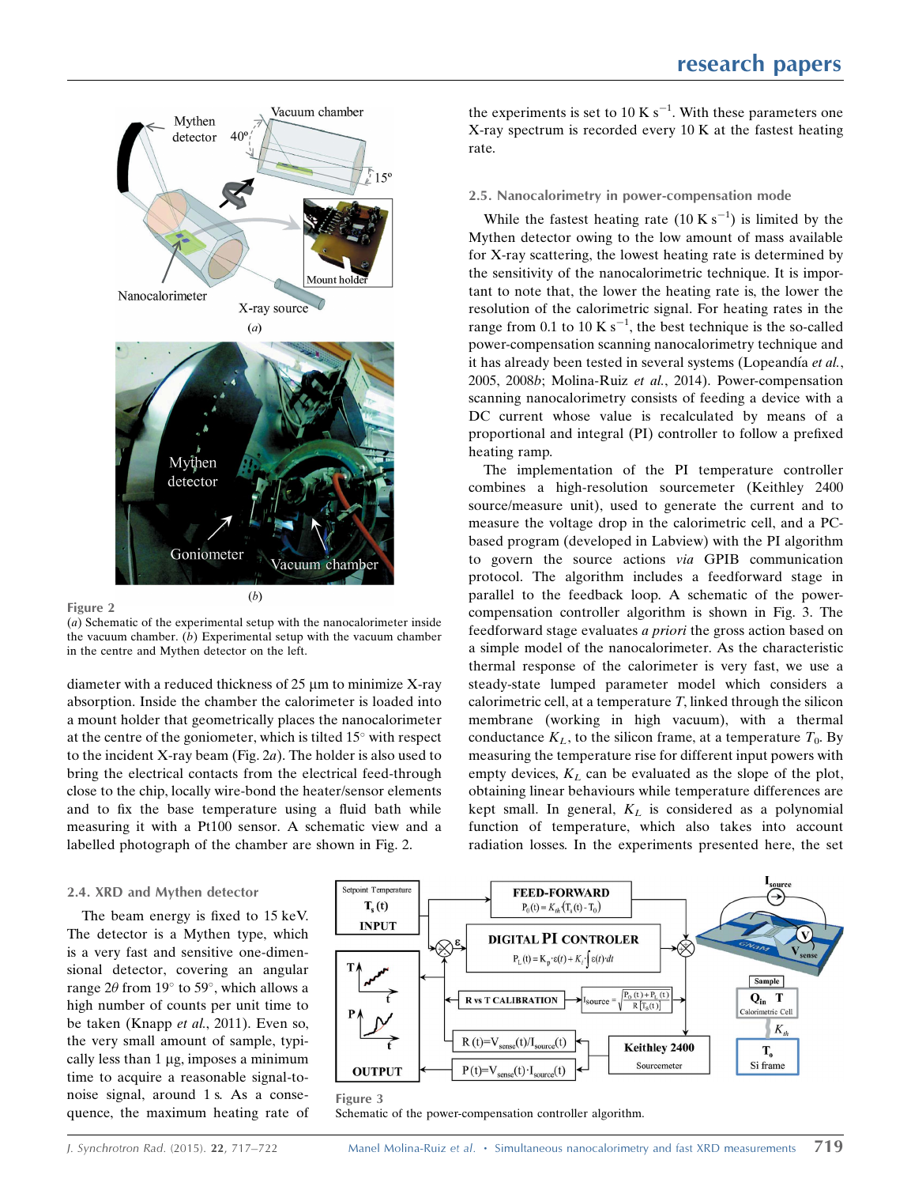Figure 2

(*a*) Schematic of the experimental setup with the nanocalorimeter inside the vacuum chamber. (*b*) Experimental setup with the vacuum chamber in the centre and Mythen detector on the left.

diameter with a reduced thickness of 25 µm to minimize X-ray absorption. Inside the chamber the calorimeter is loaded into a mount holder that geometrically places the nanocalorimeter at the centre of the goniometer, which is tilted 15° with respect to the incident X-ray beam (Fig. 2*a*). The holder is also used to bring the electrical contacts from the electrical feed-through close to the chip, locally wire-bond the heater/sensor elements and to fix the base temperature using a fluid bath while measuring it with a Pt100 sensor. A schematic view and a labelled photograph of the chamber are shown in Fig. 2.

### 2.4. XRD and Mythen detector

The beam energy is fixed to 15 keV. The detector is a Mythen type, which is a very fast and sensitive one-dimensional detector, covering an angular range $2\theta$ from 19° to 59°, which allows a high number of counts per unit time to be taken (Knapp *et al.*, 2011). Even so, the very small amount of sample, typically less than 1 µg, imposes a minimum time to acquire a reasonable signal-to-noise signal, around 1 s. As a consequence, the maximum heating rate of the experiments is set to 10 K s$^{-1}$. With these parameters one X-ray spectrum is recorded every 10 K at the fastest heating rate.

### 2.5. Nanocalorimetry in power-compensation mode

While the fastest heating rate (10 K s$^{-1}$) is limited by the Mythen detector owing to the low amount of mass available for X-ray scattering, the lowest heating rate is determined by the sensitivity of the nanocalorimetric technique. It is important to note that, the lower the heating rate is, the lower the resolution of the calorimetric signal. For heating rates in the range from 0.1 to 10 K s$^{-1}$, the best technique is the so-called power-compensation scanning nanocalorimetry technique and it has already been tested in several systems (Lopeandía *et al.*, 2005, 2008*b*; Molina-Ruiz *et al.*, 2014). Power-compensation scanning nanocalorimetry consists of feeding a device with a DC current whose value is recalculated by means of a proportional and integral (PI) controller to follow a prefixed heating ramp.

The implementation of the PI temperature controller combines a high-resolution sourcemeter (Keithley 2400 source/measure unit), used to generate the current and to measure the voltage drop in the calorimetric cell, and a PC-based program (developed in Labview) with the PI algorithm to govern the source actions *via* GPIB communication protocol. The algorithm includes a feedforward stage in parallel to the feedback loop. A schematic of the power-compensation controller algorithm is shown in Fig. 3. The feedforward stage evaluates *a priori* the gross action based on a simple model of the nanocalorimeter. As the characteristic thermal response of the calorimeter is very fast, we use a steady-state lumped parameter model which considers a calorimetric cell, at a temperature $T$, linked through the silicon membrane (working in high vacuum), with a thermal conductance $K_L$, to the silicon frame, at a temperature $T_0$. By measuring the temperature rise for different input powers with empty devices, $K_L$ can be evaluated as the slope of the plot, obtaining linear behaviours while temperature differences are kept small. In general, $K_L$ is considered as a polynomial function of temperature, which also takes into account radiation losses. In the experiments presented here, the set

Figure 3

Schematic of the power-compensation controller algorithm.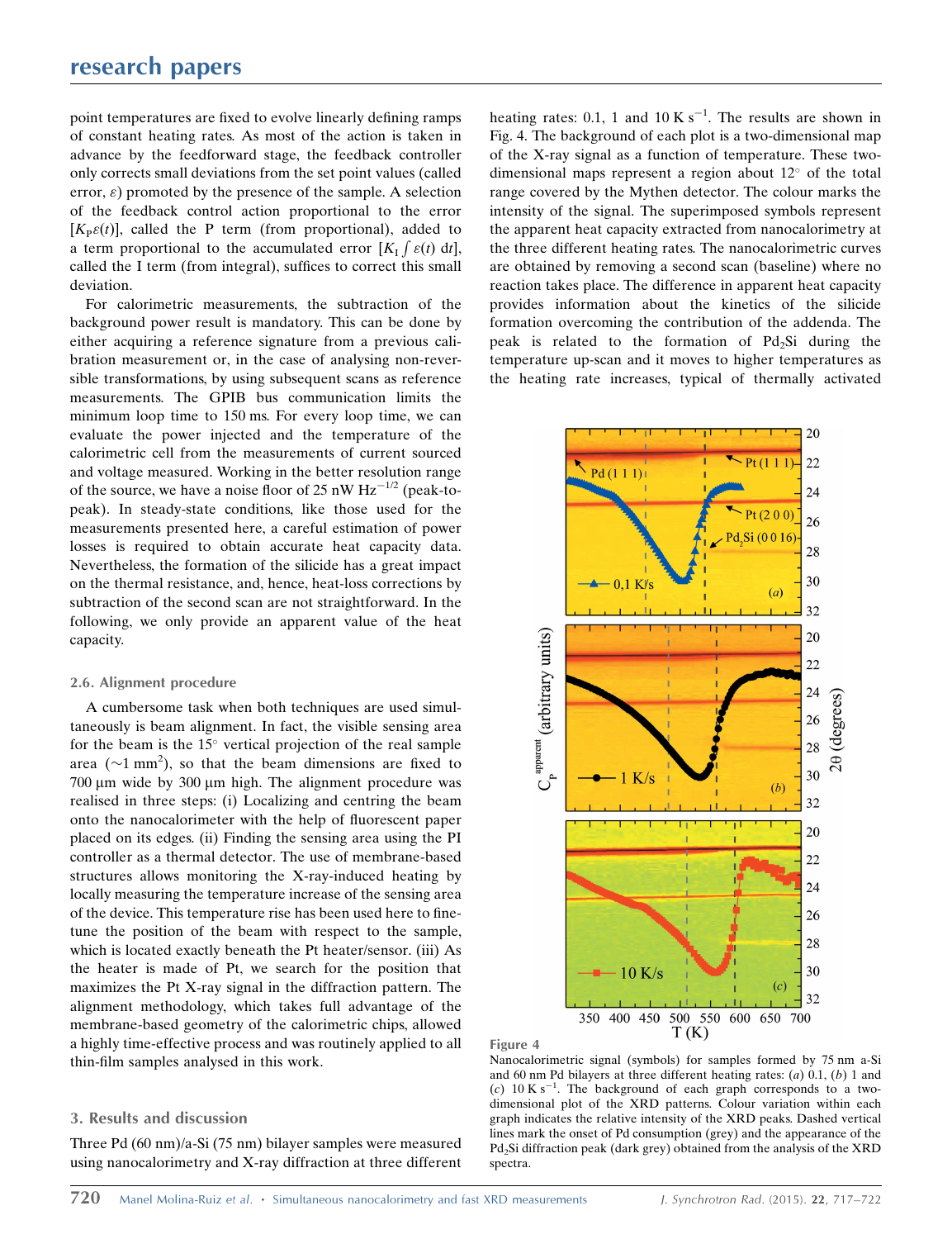point temperatures are fixed to evolve linearly defining ramps of constant heating rates. As most of the action is taken in advance by the feedforward stage, the feedback controller only corrects small deviations from the set point values (called error, $\varepsilon$) promoted by the presence of the sample. A selection of the feedback control action proportional to the error $[K_P\varepsilon(t)]$, called the P term (from proportional), added to a term proportional to the accumulated error $[K_I \int \varepsilon(t)\, dt]$, called the I term (from integral), suffices to correct this small deviation.

For calorimetric measurements, the subtraction of the background power result is mandatory. This can be done by either acquiring a reference signature from a previous calibration measurement or, in the case of analysing non-reversible transformations, by using subsequent scans as reference measurements. The GPIB bus communication limits the minimum loop time to 150 ms. For every loop time, we can evaluate the power injected and the temperature of the calorimetric cell from the measurements of current sourced and voltage measured. Working in the better resolution range of the source, we have a noise floor of 25 nW $Hz^{-1/2}$ (peak-to-peak). In steady-state conditions, like those used for the measurements presented here, a careful estimation of power losses is required to obtain accurate heat capacity data. Nevertheless, the formation of the silicide has a great impact on the thermal resistance, and, hence, heat-loss corrections by subtraction of the second scan are not straightforward. In the following, we only provide an apparent value of the heat capacity.

### 2.6. Alignment procedure

A cumbersome task when both techniques are used simultaneously is beam alignment. In fact, the visible sensing area for the beam is the 15° vertical projection of the real sample area (~1 $mm^2$), so that the beam dimensions are fixed to 700 µm wide by 300 µm high. The alignment procedure was realised in three steps: (i) Localizing and centring the beam onto the nanocalorimeter with the help of fluorescent paper placed on its edges. (ii) Finding the sensing area using the PI controller as a thermal detector. The use of membrane-based structures allows monitoring the X-ray-induced heating by locally measuring the temperature increase of the sensing area of the device. This temperature rise has been used here to fine-tune the position of the beam with respect to the sample, which is located exactly beneath the Pt heater/sensor. (iii) As the heater is made of Pt, we search for the position that maximizes the Pt X-ray signal in the diffraction pattern. The alignment methodology, which takes full advantage of the membrane-based geometry of the calorimetric chips, allowed a highly time-effective process and was routinely applied to all thin-film samples analysed in this work.

## 3. Results and discussion

Three Pd (60 nm)/a-Si (75 nm) bilayer samples were measured using nanocalorimetry and X-ray diffraction at three different heating rates: 0.1, 1 and 10 K $s^{-1}$. The results are shown in Fig. 4. The background of each plot is a two-dimensional map of the X-ray signal as a function of temperature. These two-dimensional maps represent a region about 12° of the total range covered by the Mythen detector. The colour marks the intensity of the signal. The superimposed symbols represent the apparent heat capacity extracted from nanocalorimetry at the three different heating rates. The nanocalorimetric curves are obtained by removing a second scan (baseline) where no reaction takes place. The difference in apparent heat capacity provides information about the kinetics of the silicide formation overcoming the contribution of the addenda. The peak is related to the formation of $Pd_2Si$ during the temperature up-scan and it moves to higher temperatures as the heating rate increases, typical of thermally activated

Figure 4
Nanocalorimetric signal (symbols) for samples formed by 75 nm a-Si and 60 nm Pd bilayers at three different heating rates: (*a*) 0.1, (*b*) 1 and (*c*) 10 K $s^{-1}$. The background of each graph corresponds to a two-dimensional plot of the XRD patterns. Colour variation within each graph indicates the relative intensity of the XRD peaks. Dashed vertical lines mark the onset of Pd consumption (grey) and the appearance of the $Pd_2Si$ diffraction peak (dark grey) obtained from the analysis of the XRD spectra.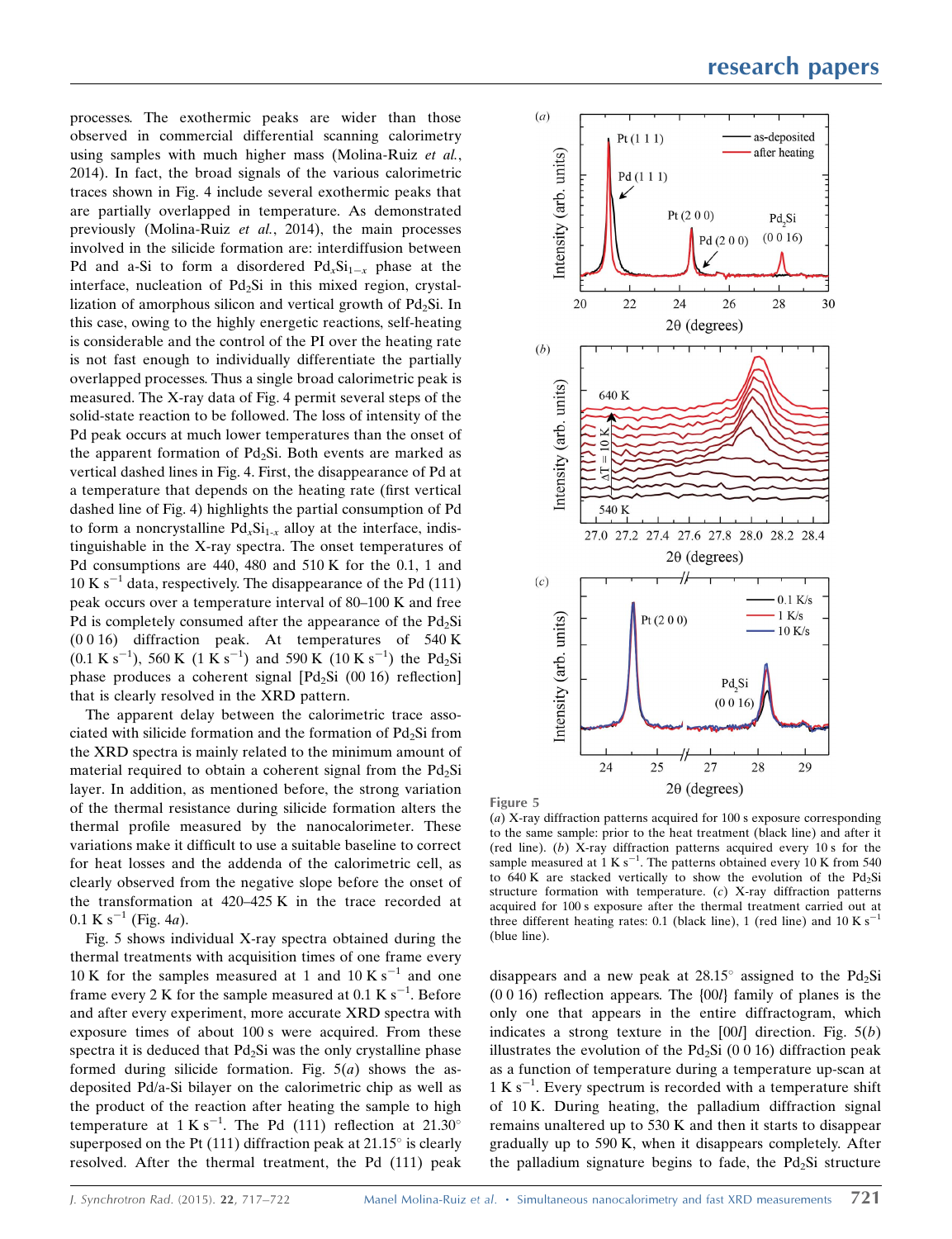processes. The exothermic peaks are wider than those observed in commercial differential scanning calorimetry using samples with much higher mass (Molina-Ruiz *et al.*, 2014). In fact, the broad signals of the various calorimetric traces shown in Fig. 4 include several exothermic peaks that are partially overlapped in temperature. As demonstrated previously (Molina-Ruiz *et al.*, 2014), the main processes involved in the silicide formation are: interdiffusion between Pd and a-Si to form a disordered $Pd_xSi_{1-x}$ phase at the interface, nucleation of $Pd_2Si$ in this mixed region, crystallization of amorphous silicon and vertical growth of $Pd_2Si$. In this case, owing to the highly energetic reactions, self-heating is considerable and the control of the PI over the heating rate is not fast enough to individually differentiate the partially overlapped processes. Thus a single broad calorimetric peak is measured. The X-ray data of Fig. 4 permit several steps of the solid-state reaction to be followed. The loss of intensity of the Pd peak occurs at much lower temperatures than the onset of the apparent formation of $Pd_2Si$. Both events are marked as vertical dashed lines in Fig. 4. First, the disappearance of Pd at a temperature that depends on the heating rate (first vertical dashed line of Fig. 4) highlights the partial consumption of Pd to form a noncrystalline $Pd_xSi_{1-x}$ alloy at the interface, indistinguishable in the X-ray spectra. The onset temperatures of Pd consumptions are 440, 480 and 510 K for the 0.1, 1 and 10 K $s^{-1}$ data, respectively. The disappearance of the Pd (111) peak occurs over a temperature interval of 80–100 K and free Pd is completely consumed after the appearance of the $Pd_2Si$ (0 0 16) diffraction peak. At temperatures of 540 K (0.1 K $s^{-1}$), 560 K (1 K $s^{-1}$) and 590 K (10 K $s^{-1}$) the $Pd_2Si$ phase produces a coherent signal [$Pd_2Si$ (00 16) reflection] that is clearly resolved in the XRD pattern.

The apparent delay between the calorimetric trace associated with silicide formation and the formation of $Pd_2Si$ from the XRD spectra is mainly related to the minimum amount of material required to obtain a coherent signal from the $Pd_2Si$ layer. In addition, as mentioned before, the strong variation of the thermal resistance during silicide formation alters the thermal profile measured by the nanocalorimeter. These variations make it difficult to use a suitable baseline to correct for heat losses and the addenda of the calorimetric cell, as clearly observed from the negative slope before the onset of the transformation at 420–425 K in the trace recorded at 0.1 K $s^{-1}$ (Fig. 4*a*).

Fig. 5 shows individual X-ray spectra obtained during the thermal treatments with acquisition times of one frame every 10 K for the samples measured at 1 and 10 K $s^{-1}$ and one frame every 2 K for the sample measured at 0.1 K $s^{-1}$. Before and after every experiment, more accurate XRD spectra with exposure times of about 100 s were acquired. From these spectra it is deduced that $Pd_2Si$ was the only crystalline phase formed during silicide formation. Fig. 5(*a*) shows the as-deposited Pd/a-Si bilayer on the calorimetric chip as well as the product of the reaction after heating the sample to high temperature at 1 K $s^{-1}$. The Pd (111) reflection at 21.30° superposed on the Pt (111) diffraction peak at 21.15° is clearly resolved. After the thermal treatment, the Pd (111) peak disappears and a new peak at 28.15° assigned to the $Pd_2Si$ (0 0 16) reflection appears. The {00*l*} family of planes is the only one that appears in the entire diffractogram, which indicates a strong texture in the [00*l*] direction. Fig. 5(*b*) illustrates the evolution of the $Pd_2Si$ (0 0 16) diffraction peak as a function of temperature during a temperature up-scan at 1 K $s^{-1}$. Every spectrum is recorded with a temperature shift of 10 K. During heating, the palladium diffraction signal remains unaltered up to 530 K and then it starts to disappear gradually up to 590 K, when it disappears completely. After the palladium signature begins to fade, the $Pd_2Si$ structure

**Figure 5**
(*a*) X-ray diffraction patterns acquired for 100 s exposure corresponding to the same sample: prior to the heat treatment (black line) and after it (red line). (*b*) X-ray diffraction patterns acquired every 10 s for the sample measured at 1 K $s^{-1}$. The patterns obtained every 10 K from 540 to 640 K are stacked vertically to show the evolution of the $Pd_2Si$ structure formation with temperature. (*c*) X-ray diffraction patterns acquired for 100 s exposure after the thermal treatment carried out at three different heating rates: 0.1 (black line), 1 (red line) and 10 K $s^{-1}$ (blue line).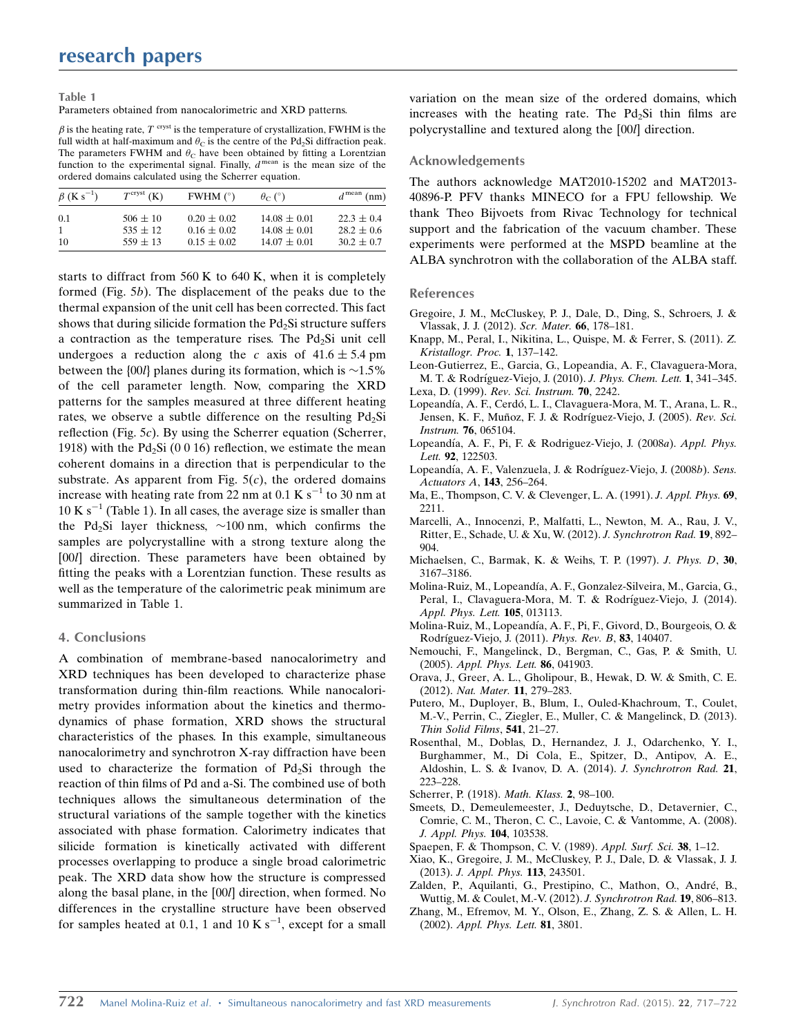**Table 1**
Parameters obtained from nanocalorimetric and XRD patterns.

$\beta$ is the heating rate, $T^{\rm cryst}$ is the temperature of crystallization, FWHM is the full width at half-maximum and $\theta_C$ is the centre of the $Pd_2Si$ diffraction peak. The parameters FWHM and $\theta_C$ have been obtained by fitting a Lorentzian function to the experimental signal. Finally, $d^{\rm mean}$ is the mean size of the ordered domains calculated using the Scherrer equation.

| $\beta$ (K s$^{-1}$) | $T^{\rm cryst}$ (K) | FWHM (°) | $\theta_C$ (°) | $d^{\rm mean}$ (nm) |
|---|---|---|---|---|
| 0.1 | 506 ± 10 | 0.20 ± 0.02 | 14.08 ± 0.01 | 22.3 ± 0.4 |
| 1 | 535 ± 12 | 0.16 ± 0.02 | 14.08 ± 0.01 | 28.2 ± 0.6 |
| 10 | 559 ± 13 | 0.15 ± 0.02 | 14.07 ± 0.01 | 30.2 ± 0.7 |

starts to diffract from 560 K to 640 K, when it is completely formed (Fig. 5*b*). The displacement of the peaks due to the thermal expansion of the unit cell has been corrected. This fact shows that during silicide formation the $Pd_2Si$ structure suffers a contraction as the temperature rises. The $Pd_2Si$ unit cell undergoes a reduction along the *c* axis of 41.6 ± 5.4 pm between the {00*l*} planes during its formation, which is ~1.5% of the cell parameter length. Now, comparing the XRD patterns for the samples measured at three different heating rates, we observe a subtle difference on the resulting $Pd_2Si$ reflection (Fig. 5*c*). By using the Scherrer equation (Scherrer, 1918) with the $Pd_2Si$ (0 0 16) reflection, we estimate the mean coherent domains in a direction that is perpendicular to the substrate. As apparent from Fig. 5(*c*), the ordered domains increase with heating rate from 22 nm at 0.1 K s$^{-1}$ to 30 nm at 10 K s$^{-1}$ (Table 1). In all cases, the average size is smaller than the $Pd_2Si$ layer thickness, ~100 nm, which confirms the samples are polycrystalline with a strong texture along the [00*l*] direction. These parameters have been obtained by fitting the peaks with a Lorentzian function. These results as well as the temperature of the calorimetric peak minimum are summarized in Table 1.

## 4. Conclusions

A combination of membrane-based nanocalorimetry and XRD techniques has been developed to characterize phase transformation during thin-film reactions. While nanocalorimetry provides information about the kinetics and thermodynamics of phase formation, XRD shows the structural characteristics of the phases. In this example, simultaneous nanocalorimetry and synchrotron X-ray diffraction have been used to characterize the formation of $Pd_2Si$ through the reaction of thin films of Pd and a-Si. The combined use of both techniques allows the simultaneous determination of the structural variations of the sample together with the kinetics associated with phase formation. Calorimetry indicates that silicide formation is kinetically activated with different processes overlapping to produce a single broad calorimetric peak. The XRD data show how the structure is compressed along the basal plane, in the [00*l*] direction, when formed. No differences in the crystalline structure have been observed for samples heated at 0.1, 1 and 10 K s$^{-1}$, except for a small variation on the mean size of the ordered domains, which increases with the heating rate. The $Pd_2Si$ thin films are polycrystalline and textured along the [00*l*] direction.

### Acknowledgements

The authors acknowledge MAT2010-15202 and MAT2013-40896-P. PFV thanks MINECO for a FPU fellowship. We thank Theo Bijvoets from Rivac Technology for technical support and the fabrication of the vacuum chamber. These experiments were performed at the MSPD beamline at the ALBA synchrotron with the collaboration of the ALBA staff.

### References

Gregoire, J. M., McCluskey, P. J., Dale, D., Ding, S., Schroers, J. & Vlassak, J. J. (2012). *Scr. Mater.* **66**, 178–181.
Knapp, M., Peral, I., Nikitina, L., Quispe, M. & Ferrer, S. (2011). *Z. Kristallogr. Proc.* **1**, 137–142.
Leon-Gutierrez, E., Garcia, G., Lopeandia, A. F., Clavaguera-Mora, M. T. & Rodríguez-Viejo, J. (2010). *J. Phys. Chem. Lett.* **1**, 341–345.
Lexa, D. (1999). *Rev. Sci. Instrum.* **70**, 2242.
Lopeandía, A. F., Cerdó, L. I., Clavaguera-Mora, M. T., Arana, L. R., Jensen, K. F., Muñoz, F. J. & Rodríguez-Viejo, J. (2005). *Rev. Sci. Instrum.* **76**, 065104.
Lopeandía, A. F., Pi, F. & Rodriguez-Viejo, J. (2008*a*). *Appl. Phys. Lett.* **92**, 122503.
Lopeandía, A. F., Valenzuela, J. & Rodríguez-Viejo, J. (2008*b*). *Sens. Actuators A*, **143**, 256–264.
Ma, E., Thompson, C. V. & Clevenger, L. A. (1991). *J. Appl. Phys.* **69**, 2211.
Marcelli, A., Innocenzi, P., Malfatti, L., Newton, M. A., Rau, J. V., Ritter, E., Schade, U. & Xu, W. (2012). *J. Synchrotron Rad.* **19**, 892–904.
Michaelsen, C., Barmak, K. & Weihs, T. P. (1997). *J. Phys. D*, **30**, 3167–3186.
Molina-Ruiz, M., Lopeandía, A. F., Gonzalez-Silveira, M., Garcia, G., Peral, I., Clavaguera-Mora, M. T. & Rodríguez-Viejo, J. (2014). *Appl. Phys. Lett.* **105**, 013113.
Molina-Ruiz, M., Lopeandía, A. F., Pi, F., Givord, D., Bourgeois, O. & Rodríguez-Viejo, J. (2011). *Phys. Rev. B*, **83**, 140407.
Nemouchi, F., Mangelinck, D., Bergman, C., Gas, P. & Smith, U. (2005). *Appl. Phys. Lett.* **86**, 041903.
Orava, J., Greer, A. L., Gholipour, B., Hewak, D. W. & Smith, C. E. (2012). *Nat. Mater.* **11**, 279–283.
Putero, M., Duployer, B., Blum, I., Ouled-Khachroum, T., Coulet, M.-V., Perrin, C., Ziegler, E., Muller, C. & Mangelinck, D. (2013). *Thin Solid Films*, **541**, 21–27.
Rosenthal, M., Doblas, D., Hernandez, J. J., Odarchenko, Y. I., Burghammer, M., Di Cola, E., Spitzer, D., Antipov, A. E., Aldoshin, L. S. & Ivanov, D. A. (2014). *J. Synchrotron Rad.* **21**, 223–228.
Scherrer, P. (1918). *Math. Klass.* **2**, 98–100.
Smeets, D., Demeulemeester, J., Deduytsche, D., Detavernier, C., Comrie, C. M., Theron, C. C., Lavoie, C. & Vantomme, A. (2008). *J. Appl. Phys.* **104**, 103538.
Spaepen, F. & Thompson, C. V. (1989). *Appl. Surf. Sci.* **38**, 1–12.
Xiao, K., Gregoire, J. M., McCluskey, P. J., Dale, D. & Vlassak, J. J. (2013). *J. Appl. Phys.* **113**, 243501.
Zalden, P., Aquilanti, G., Prestipino, C., Mathon, O., André, B., Wuttig, M. & Coulet, M.-V. (2012). *J. Synchrotron Rad.* **19**, 806–813.
Zhang, M., Efremov, M. Y., Olson, E., Zhang, Z. S. & Allen, L. H. (2002). *Appl. Phys. Lett.* **81**, 3801.